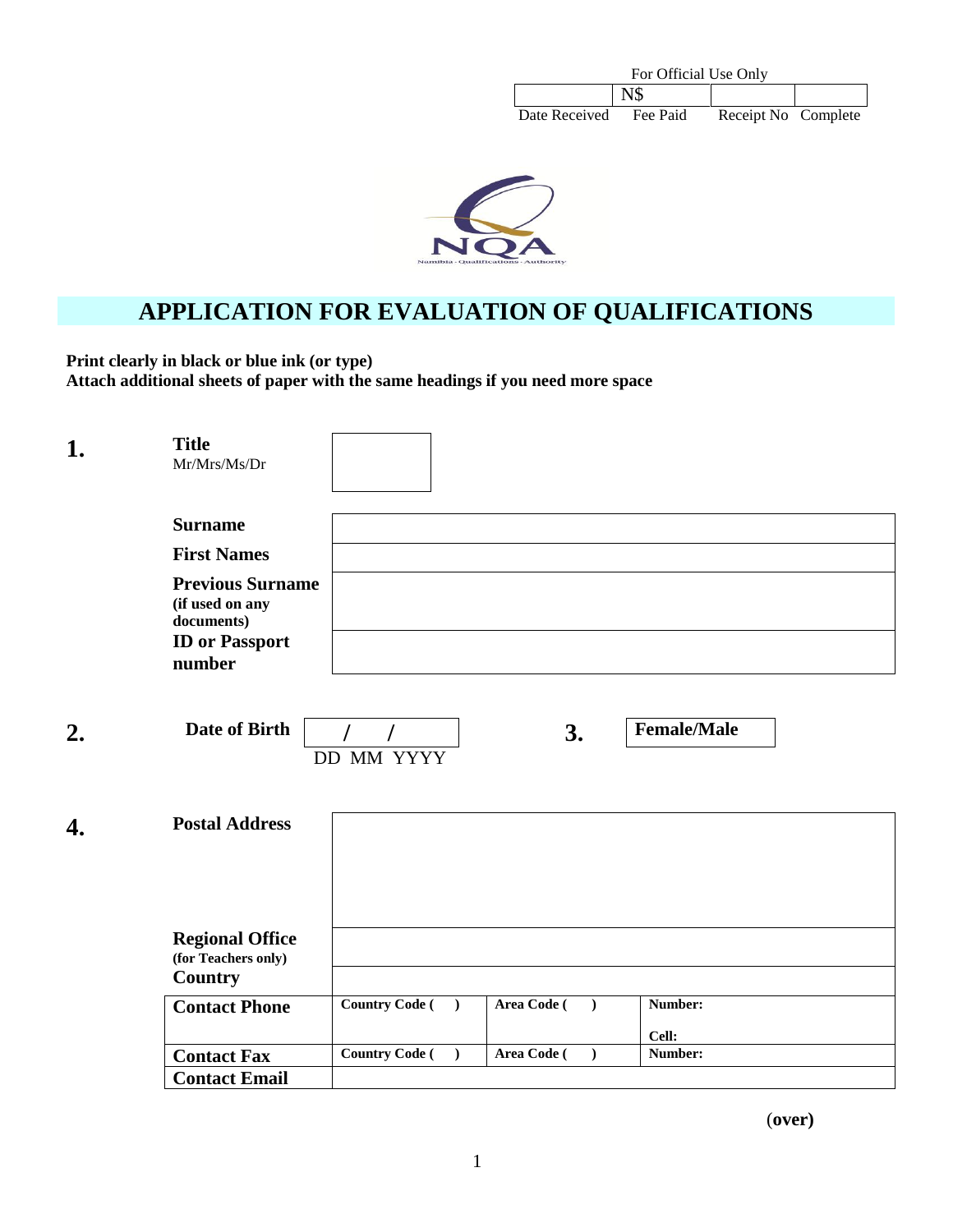For Official Use Only

| | N$ | | |
|---|---|---|---|
| Date Received | Fee Paid | Receipt No | Complete |

NQA

Namibia · Qualifications · Authority

# APPLICATION FOR EVALUATION OF QUALIFICATIONS

**Print clearly in black or blue ink (or type)**
**Attach additional sheets of paper with the same headings if you need more space**

**1.**

| **Title** Mr/Mrs/Ms/Dr | |
|---|---|

| | |
|---|---|
| **Surname** | |
| **First Names** | |
| **Previous Surname** (if used on any documents) | |
| **ID or Passport number** | |

**2.** **Date of Birth** / / (DD MM YYYY)

**3.** **Female/Male**

**4.**

| | | | |
|---|---|---|---|
| **Postal Address** | | | |
| **Regional Office** (for Teachers only) | | | |
| **Country** | | | |
| **Contact Phone** | **Country Code ( )** | **Area Code ( )** | **Number:** <br> **Cell:** |
| **Contact Fax** | **Country Code ( )** | **Area Code ( )** | **Number:** |
| **Contact Email** | | | |

(**over)**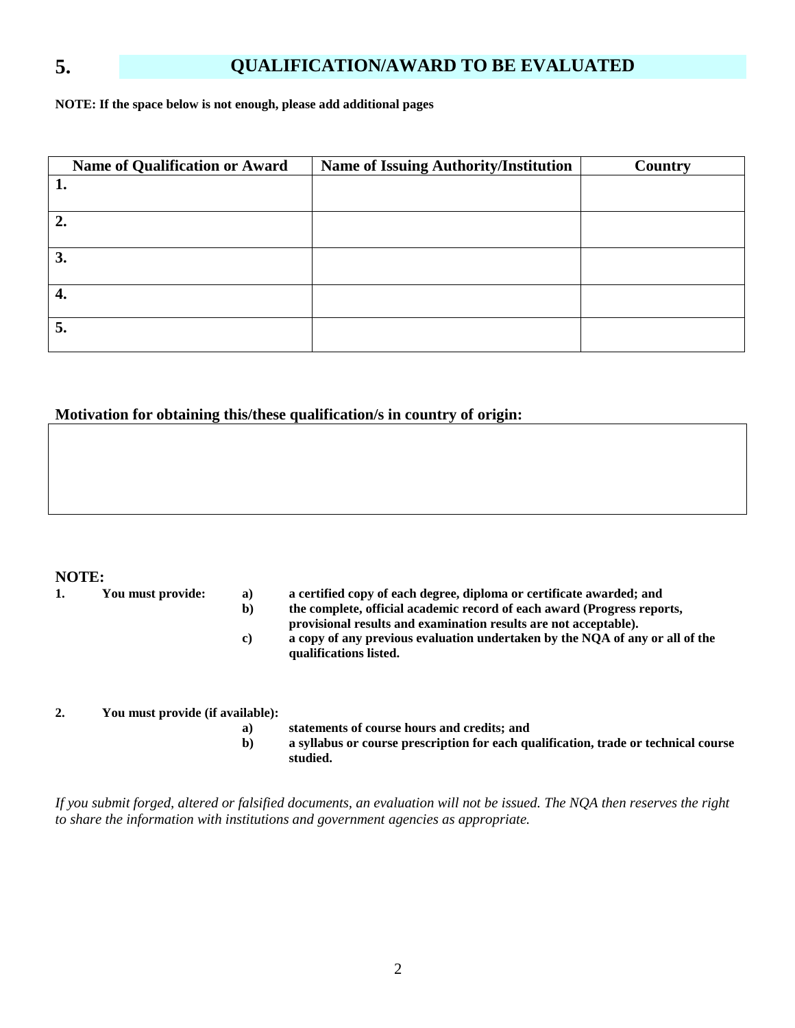## 5. QUALIFICATION/AWARD TO BE EVALUATED

**NOTE: If the space below is not enough, please add additional pages**

| Name of Qualification or Award | Name of Issuing Authority/Institution | Country |
|---|---|---|
| **1.** | | |
| **2.** | | |
| **3.** | | |
| **4.** | | |
| **5.** | | |

**Motivation for obtaining this/these qualification/s in country of origin:**

| |
|---|
| |

**NOTE:**

**1. You must provide:**

- **a) a certified copy of each degree, diploma or certificate awarded; and**
- **b) the complete, official academic record of each award (Progress reports, provisional results and examination results are not acceptable).**
- **c) a copy of any previous evaluation undertaken by the NQA of any or all of the qualifications listed.**

**2. You must provide (if available):**

- **a) statements of course hours and credits; and**
- **b) a syllabus or course prescription for each qualification, trade or technical course studied.**

*If you submit forged, altered or falsified documents, an evaluation will not be issued. The NQA then reserves the right to share the information with institutions and government agencies as appropriate.*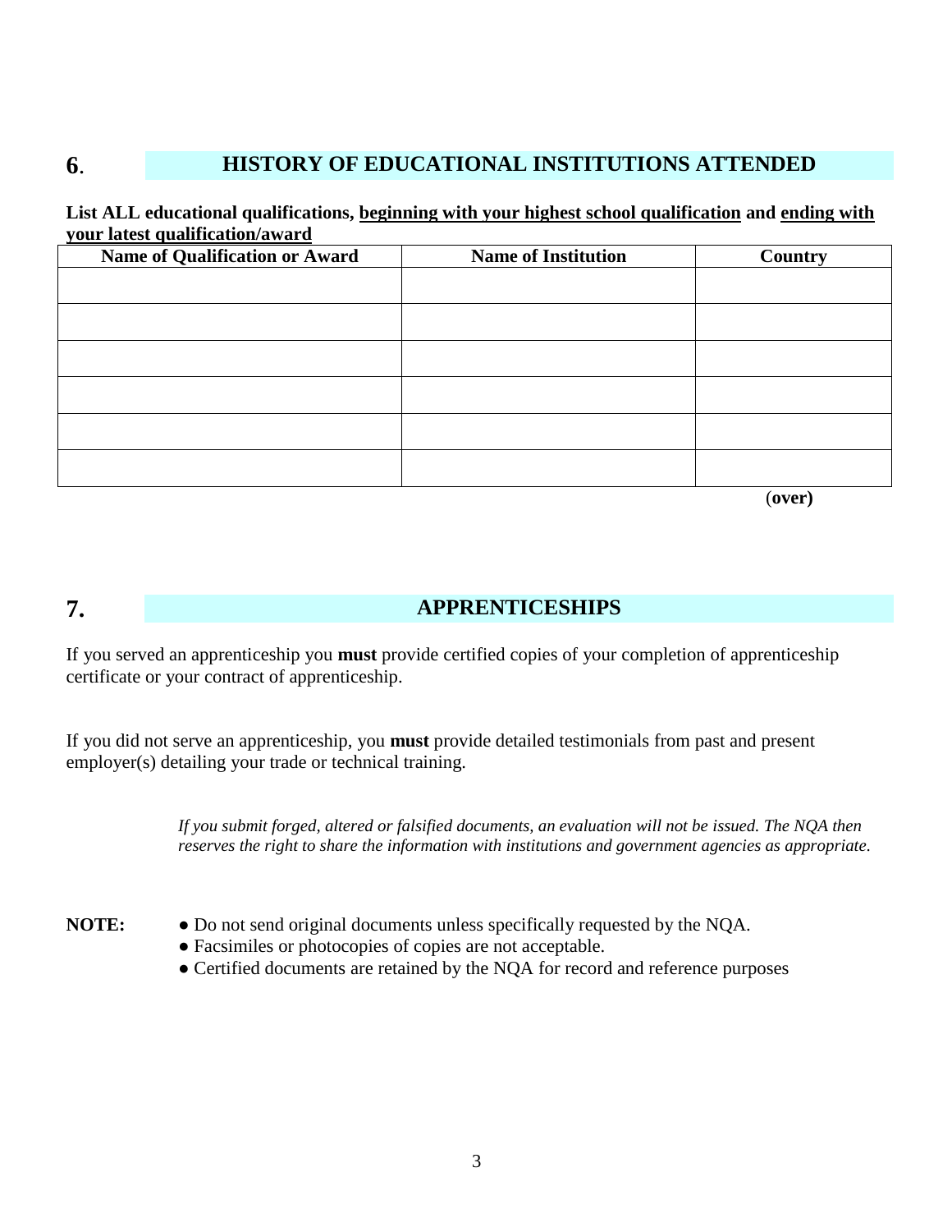## 6. HISTORY OF EDUCATIONAL INSTITUTIONS ATTENDED

**List ALL educational qualifications, <u>beginning with your highest school qualification</u> and <u>ending with your latest qualification/award</u>**

| Name of Qualification or Award | Name of Institution | Country |
|---|---|---|
| | | |
| | | |
| | | |
| | | |
| | | |
| | | |

(**over)**

## 7. APPRENTICESHIPS

If you served an apprenticeship you **must** provide certified copies of your completion of apprenticeship certificate or your contract of apprenticeship.

If you did not serve an apprenticeship, you **must** provide detailed testimonials from past and present employer(s) detailing your trade or technical training.

*If you submit forged, altered or falsified documents, an evaluation will not be issued. The NQA then reserves the right to share the information with institutions and government agencies as appropriate.*

**NOTE:**
- Do not send original documents unless specifically requested by the NQA.
- Facsimiles or photocopies of copies are not acceptable.
- Certified documents are retained by the NQA for record and reference purposes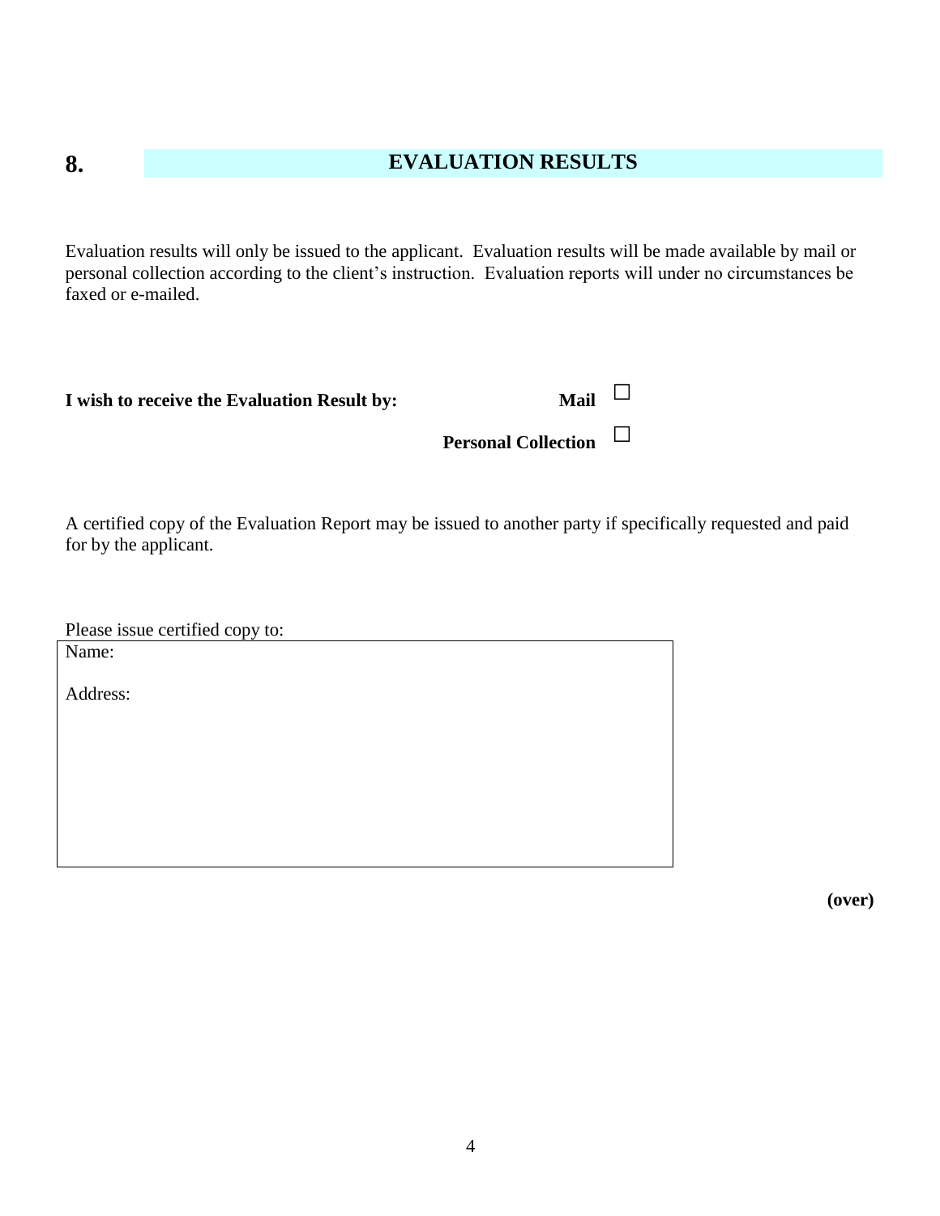## 8. EVALUATION RESULTS

Evaluation results will only be issued to the applicant. Evaluation results will be made available by mail or personal collection according to the client's instruction. Evaluation reports will under no circumstances be faxed or e-mailed.

**I wish to receive the Evaluation Result by:** **Mail** ☐

**Personal Collection** ☐

A certified copy of the Evaluation Report may be issued to another party if specifically requested and paid for by the applicant.

Please issue certified copy to:

| Name: |
|---|
| Address: |

**(over)**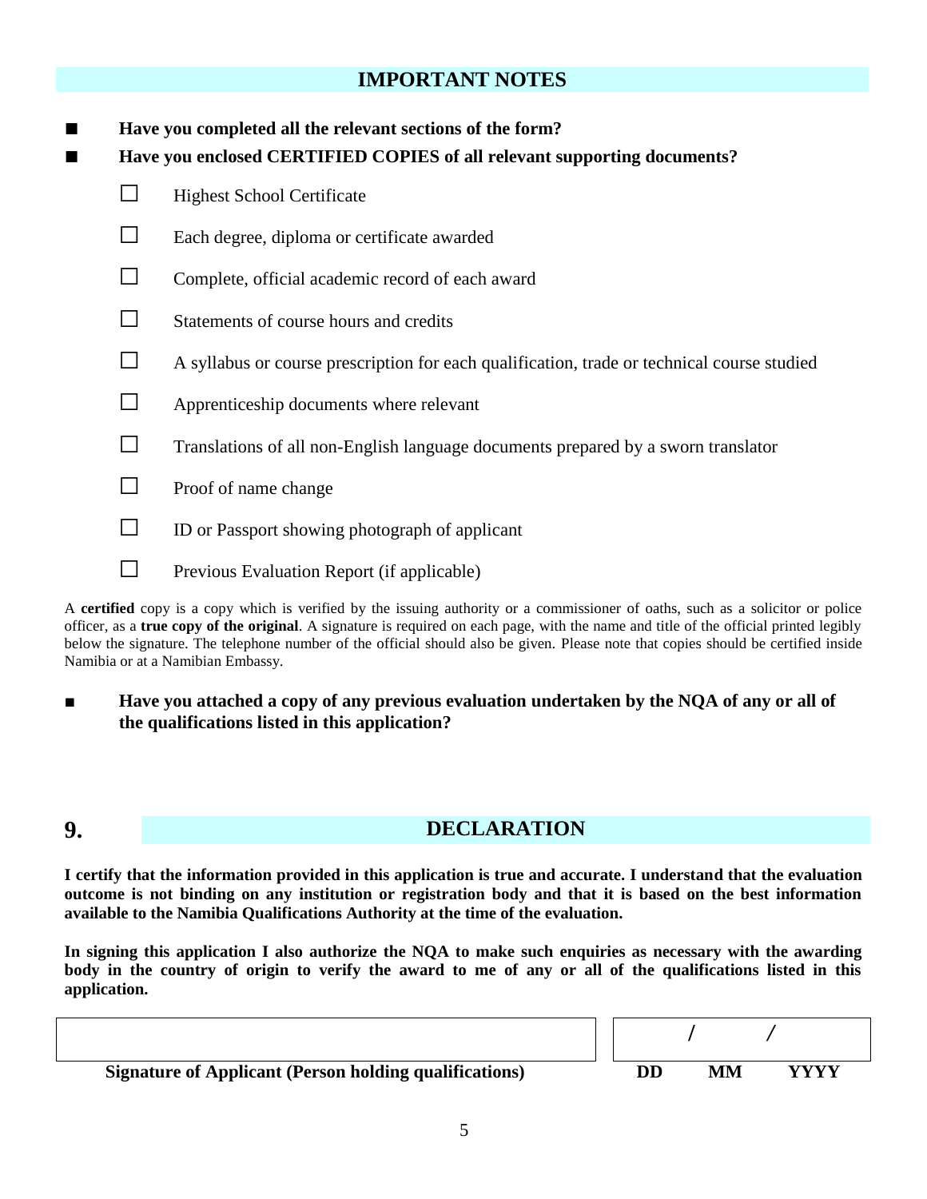## IMPORTANT NOTES

- **Have you completed all the relevant sections of the form?**
- **Have you enclosed CERTIFIED COPIES of all relevant supporting documents?**

  - ☐ Highest School Certificate
  - ☐ Each degree, diploma or certificate awarded
  - ☐ Complete, official academic record of each award
  - ☐ Statements of course hours and credits
  - ☐ A syllabus or course prescription for each qualification, trade or technical course studied
  - ☐ Apprenticeship documents where relevant
  - ☐ Translations of all non-English language documents prepared by a sworn translator
  - ☐ Proof of name change
  - ☐ ID or Passport showing photograph of applicant
  - ☐ Previous Evaluation Report (if applicable)

A **certified** copy is a copy which is verified by the issuing authority or a commissioner of oaths, such as a solicitor or police officer, as a **true copy of the original**. A signature is required on each page, with the name and title of the official printed legibly below the signature. The telephone number of the official should also be given. Please note that copies should be certified inside Namibia or at a Namibian Embassy.

- **Have you attached a copy of any previous evaluation undertaken by the NQA of any or all of the qualifications listed in this application?**

## 9. DECLARATION

**I certify that the information provided in this application is true and accurate. I understand that the evaluation outcome is not binding on any institution or registration body and that it is based on the best information available to the Namibia Qualifications Authority at the time of the evaluation.**

**In signing this application I also authorize the NQA to make such enquiries as necessary with the awarding body in the country of origin to verify the award to me of any or all of the qualifications listed in this application.**

| | / / |
|---|---|
| **Signature of Applicant (Person holding qualifications)** | **DD MM YYYY** |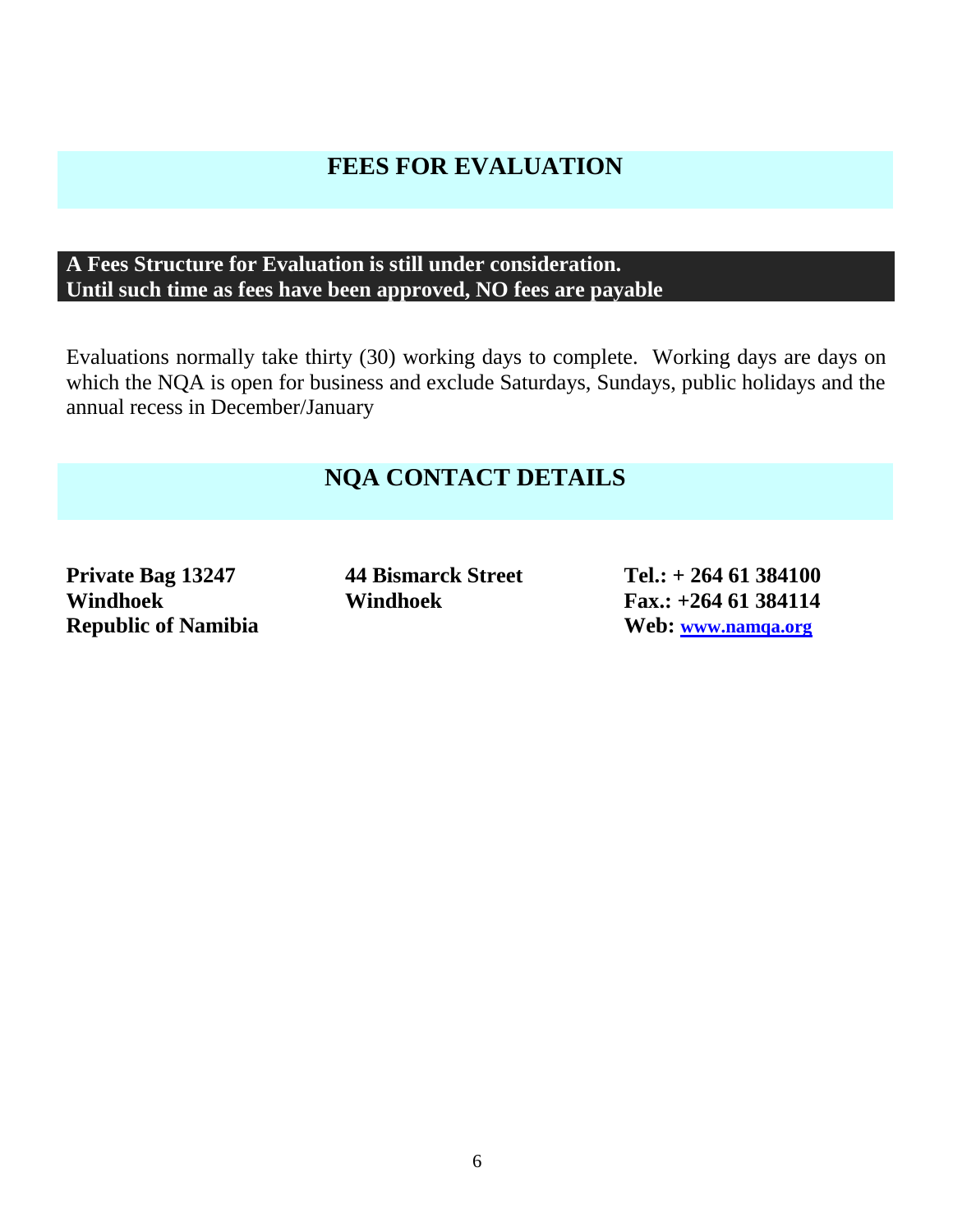## FEES FOR EVALUATION

**A Fees Structure for Evaluation is still under consideration.**
**Until such time as fees have been approved, NO fees are payable**

Evaluations normally take thirty (30) working days to complete. Working days are days on which the NQA is open for business and exclude Saturdays, Sundays, public holidays and the annual recess in December/January

## NQA CONTACT DETAILS

**Private Bag 13247**
**Windhoek**
**Republic of Namibia**

**44 Bismarck Street**
**Windhoek**

**Tel.: + 264 61 384100**
**Fax.: +264 61 384114**
**Web: www.namqa.org**